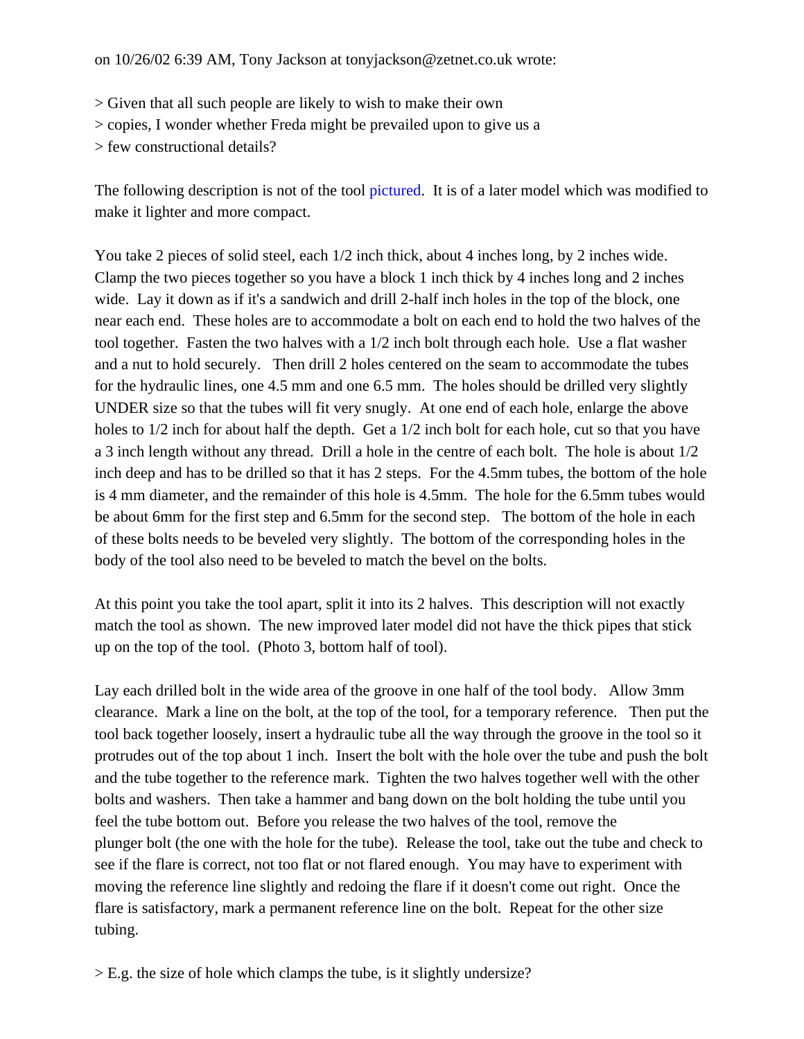on 10/26/02 6:39 AM, Tony Jackson at tonyjackson@zetnet.co.uk wrote:

> Given that all such people are likely to wish to make their own
> copies, I wonder whether Freda might be prevailed upon to give us a
> few constructional details?

The following description is not of the tool pictured. It is of a later model which was modified to make it lighter and more compact.

You take 2 pieces of solid steel, each 1/2 inch thick, about 4 inches long, by 2 inches wide. Clamp the two pieces together so you have a block 1 inch thick by 4 inches long and 2 inches wide. Lay it down as if it's a sandwich and drill 2-half inch holes in the top of the block, one near each end. These holes are to accommodate a bolt on each end to hold the two halves of the tool together. Fasten the two halves with a 1/2 inch bolt through each hole. Use a flat washer and a nut to hold securely. Then drill 2 holes centered on the seam to accommodate the tubes for the hydraulic lines, one 4.5 mm and one 6.5 mm. The holes should be drilled very slightly UNDER size so that the tubes will fit very snugly. At one end of each hole, enlarge the above holes to 1/2 inch for about half the depth. Get a 1/2 inch bolt for each hole, cut so that you have a 3 inch length without any thread. Drill a hole in the centre of each bolt. The hole is about 1/2 inch deep and has to be drilled so that it has 2 steps. For the 4.5mm tubes, the bottom of the hole is 4 mm diameter, and the remainder of this hole is 4.5mm. The hole for the 6.5mm tubes would be about 6mm for the first step and 6.5mm for the second step. The bottom of the hole in each of these bolts needs to be beveled very slightly. The bottom of the corresponding holes in the body of the tool also need to be beveled to match the bevel on the bolts.

At this point you take the tool apart, split it into its 2 halves. This description will not exactly match the tool as shown. The new improved later model did not have the thick pipes that stick up on the top of the tool. (Photo 3, bottom half of tool).

Lay each drilled bolt in the wide area of the groove in one half of the tool body. Allow 3mm clearance. Mark a line on the bolt, at the top of the tool, for a temporary reference. Then put the tool back together loosely, insert a hydraulic tube all the way through the groove in the tool so it protrudes out of the top about 1 inch. Insert the bolt with the hole over the tube and push the bolt and the tube together to the reference mark. Tighten the two halves together well with the other bolts and washers. Then take a hammer and bang down on the bolt holding the tube until you feel the tube bottom out. Before you release the two halves of the tool, remove the plunger bolt (the one with the hole for the tube). Release the tool, take out the tube and check to see if the flare is correct, not too flat or not flared enough. You may have to experiment with moving the reference line slightly and redoing the flare if it doesn't come out right. Once the flare is satisfactory, mark a permanent reference line on the bolt. Repeat for the other size tubing.

> E.g. the size of hole which clamps the tube, is it slightly undersize?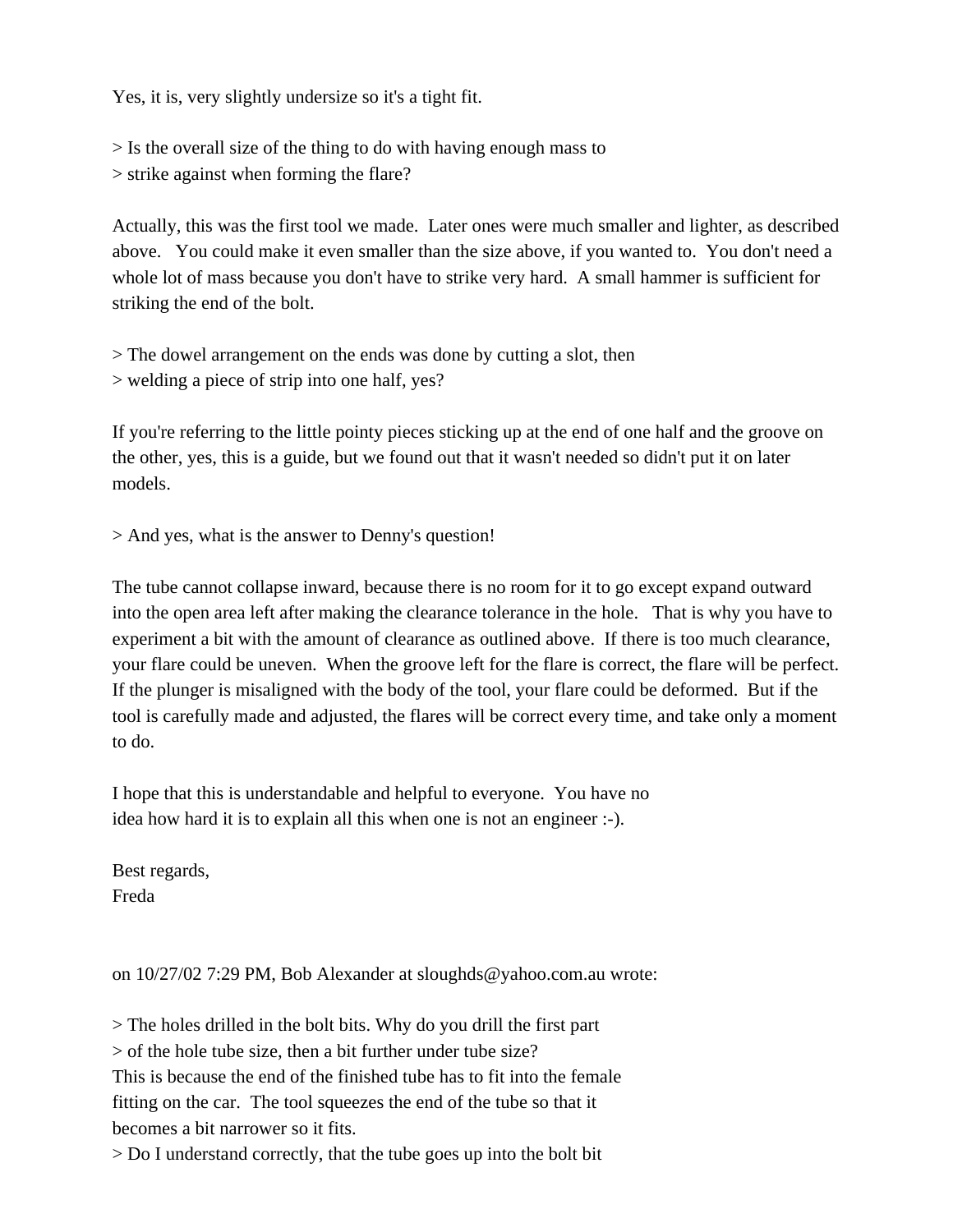Yes, it is, very slightly undersize so it's a tight fit.

> Is the overall size of the thing to do with having enough mass to
> strike against when forming the flare?

Actually, this was the first tool we made.  Later ones were much smaller and lighter, as described above.   You could make it even smaller than the size above, if you wanted to.  You don't need a whole lot of mass because you don't have to strike very hard.  A small hammer is sufficient for striking the end of the bolt.

> The dowel arrangement on the ends was done by cutting a slot, then
> welding a piece of strip into one half, yes?

If you're referring to the little pointy pieces sticking up at the end of one half and the groove on the other, yes, this is a guide, but we found out that it wasn't needed so didn't put it on later models.

> And yes, what is the answer to Denny's question!

The tube cannot collapse inward, because there is no room for it to go except expand outward into the open area left after making the clearance tolerance in the hole.   That is why you have to experiment a bit with the amount of clearance as outlined above.  If there is too much clearance, your flare could be uneven.  When the groove left for the flare is correct, the flare will be perfect.  If the plunger is misaligned with the body of the tool, your flare could be deformed.  But if the tool is carefully made and adjusted, the flares will be correct every time, and take only a moment to do.

I hope that this is understandable and helpful to everyone.  You have no
idea how hard it is to explain all this when one is not an engineer :-).

Best regards,
Freda

on 10/27/02 7:29 PM, Bob Alexander at sloughds@yahoo.com.au wrote:

> The holes drilled in the bolt bits. Why do you drill the first part
> of the hole tube size, then a bit further under tube size?
This is because the end of the finished tube has to fit into the female
fitting on the car.  The tool squeezes the end of the tube so that it
becomes a bit narrower so it fits.
> Do I understand correctly, that the tube goes up into the bolt bit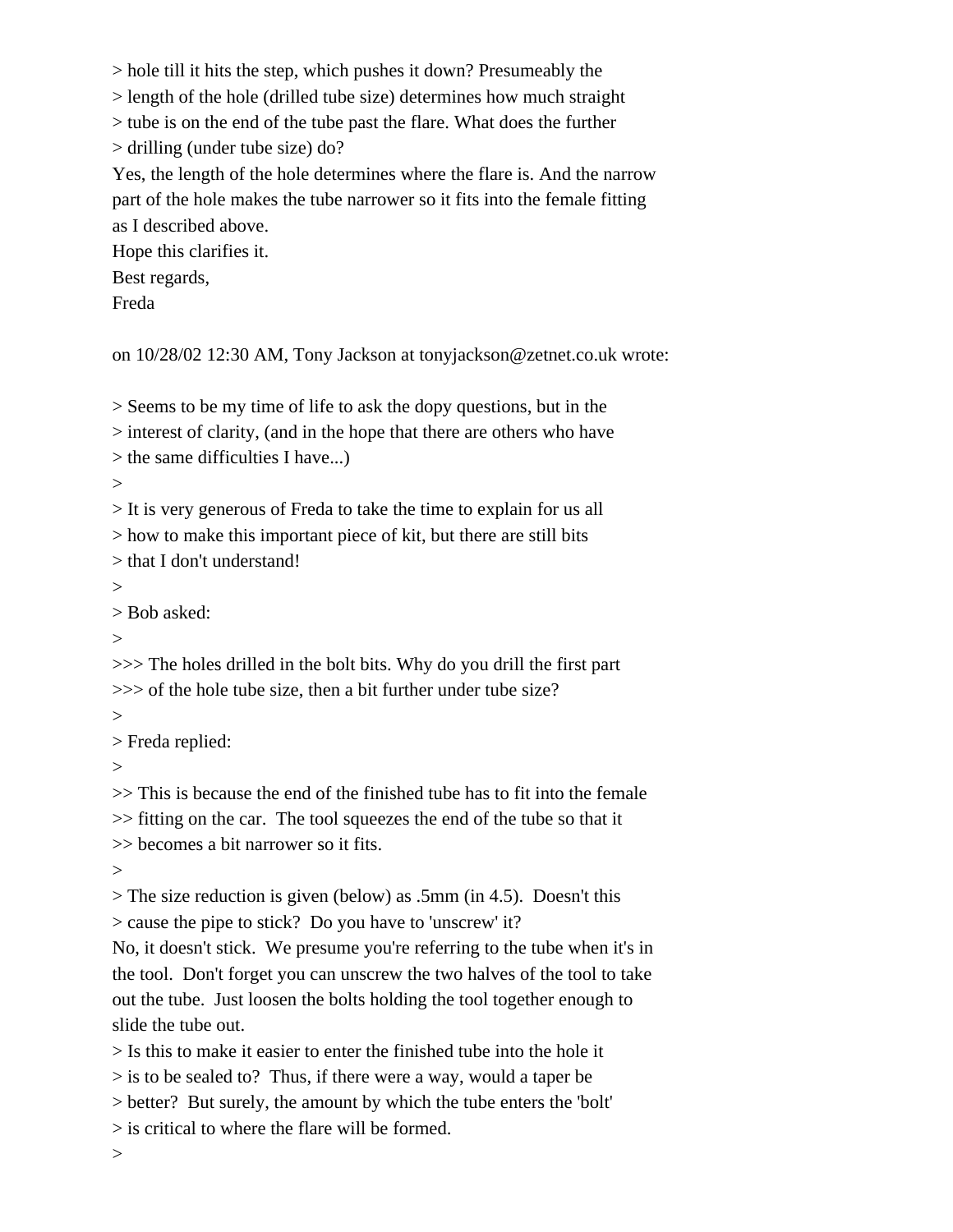> hole till it hits the step, which pushes it down? Presumeably the
> length of the hole (drilled tube size) determines how much straight
> tube is on the end of the tube past the flare. What does the further
> drilling (under tube size) do?

Yes, the length of the hole determines where the flare is. And the narrow part of the hole makes the tube narrower so it fits into the female fitting as I described above.

Hope this clarifies it.

Best regards,

Freda

on 10/28/02 12:30 AM, Tony Jackson at tonyjackson@zetnet.co.uk wrote:

> Seems to be my time of life to ask the dopy questions, but in the
> interest of clarity, (and in the hope that there are others who have
> the same difficulties I have...)
>
> It is very generous of Freda to take the time to explain for us all
> how to make this important piece of kit, but there are still bits
> that I don't understand!
>
> Bob asked:
>
>>> The holes drilled in the bolt bits. Why do you drill the first part
>>> of the hole tube size, then a bit further under tube size?
>
> Freda replied:
>
>> This is because the end of the finished tube has to fit into the female
>> fitting on the car. The tool squeezes the end of the tube so that it
>> becomes a bit narrower so it fits.
>
> The size reduction is given (below) as .5mm (in 4.5). Doesn't this
> cause the pipe to stick? Do you have to 'unscrew' it?

No, it doesn't stick. We presume you're referring to the tube when it's in the tool. Don't forget you can unscrew the two halves of the tool to take out the tube. Just loosen the bolts holding the tool together enough to slide the tube out.

> Is this to make it easier to enter the finished tube into the hole it
> is to be sealed to? Thus, if there were a way, would a taper be
> better? But surely, the amount by which the tube enters the 'bolt'
> is critical to where the flare will be formed.
>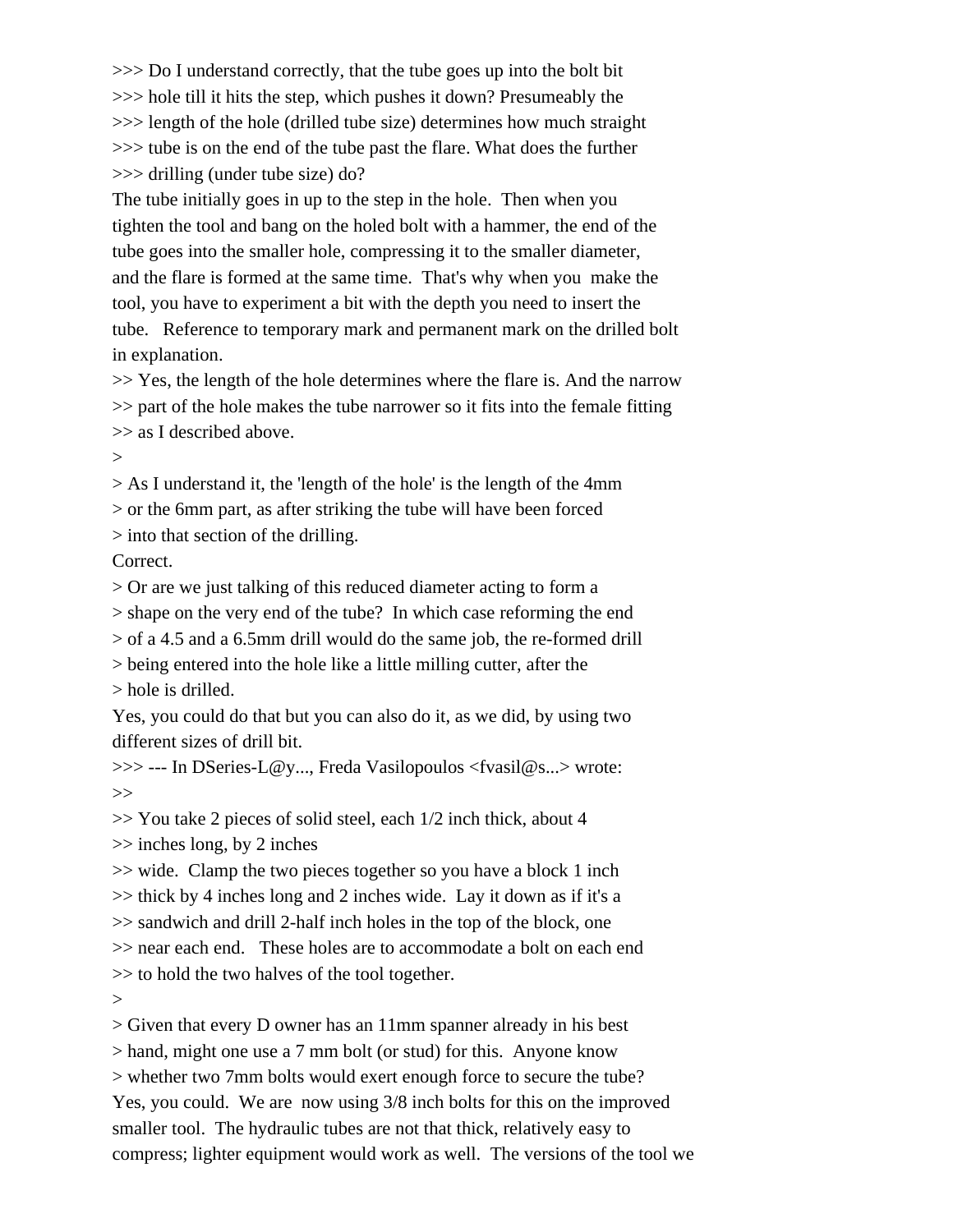>>> Do I understand correctly, that the tube goes up into the bolt bit
>>> hole till it hits the step, which pushes it down? Presumeably the
>>> length of the hole (drilled tube size) determines how much straight
>>> tube is on the end of the tube past the flare. What does the further
>>> drilling (under tube size) do?

The tube initially goes in up to the step in the hole. Then when you tighten the tool and bang on the holed bolt with a hammer, the end of the tube goes into the smaller hole, compressing it to the smaller diameter, and the flare is formed at the same time. That's why when you make the tool, you have to experiment a bit with the depth you need to insert the tube. Reference to temporary mark and permanent mark on the drilled bolt in explanation.

>> Yes, the length of the hole determines where the flare is. And the narrow
>> part of the hole makes the tube narrower so it fits into the female fitting
>> as I described above.
>
> As I understand it, the 'length of the hole' is the length of the 4mm
> or the 6mm part, as after striking the tube will have been forced
> into that section of the drilling.

Correct.

> Or are we just talking of this reduced diameter acting to form a
> shape on the very end of the tube? In which case reforming the end
> of a 4.5 and a 6.5mm drill would do the same job, the re-formed drill
> being entered into the hole like a little milling cutter, after the
> hole is drilled.

Yes, you could do that but you can also do it, as we did, by using two different sizes of drill bit.

>>> --- In DSeries-L@y..., Freda Vasilopoulos <fvasil@s...> wrote:
>>
>> You take 2 pieces of solid steel, each 1/2 inch thick, about 4
>> inches long, by 2 inches
>> wide. Clamp the two pieces together so you have a block 1 inch
>> thick by 4 inches long and 2 inches wide. Lay it down as if it's a
>> sandwich and drill 2-half inch holes in the top of the block, one
>> near each end. These holes are to accommodate a bolt on each end
>> to hold the two halves of the tool together.
>
> Given that every D owner has an 11mm spanner already in his best
> hand, might one use a 7 mm bolt (or stud) for this. Anyone know
> whether two 7mm bolts would exert enough force to secure the tube?

Yes, you could. We are now using 3/8 inch bolts for this on the improved smaller tool. The hydraulic tubes are not that thick, relatively easy to compress; lighter equipment would work as well. The versions of the tool we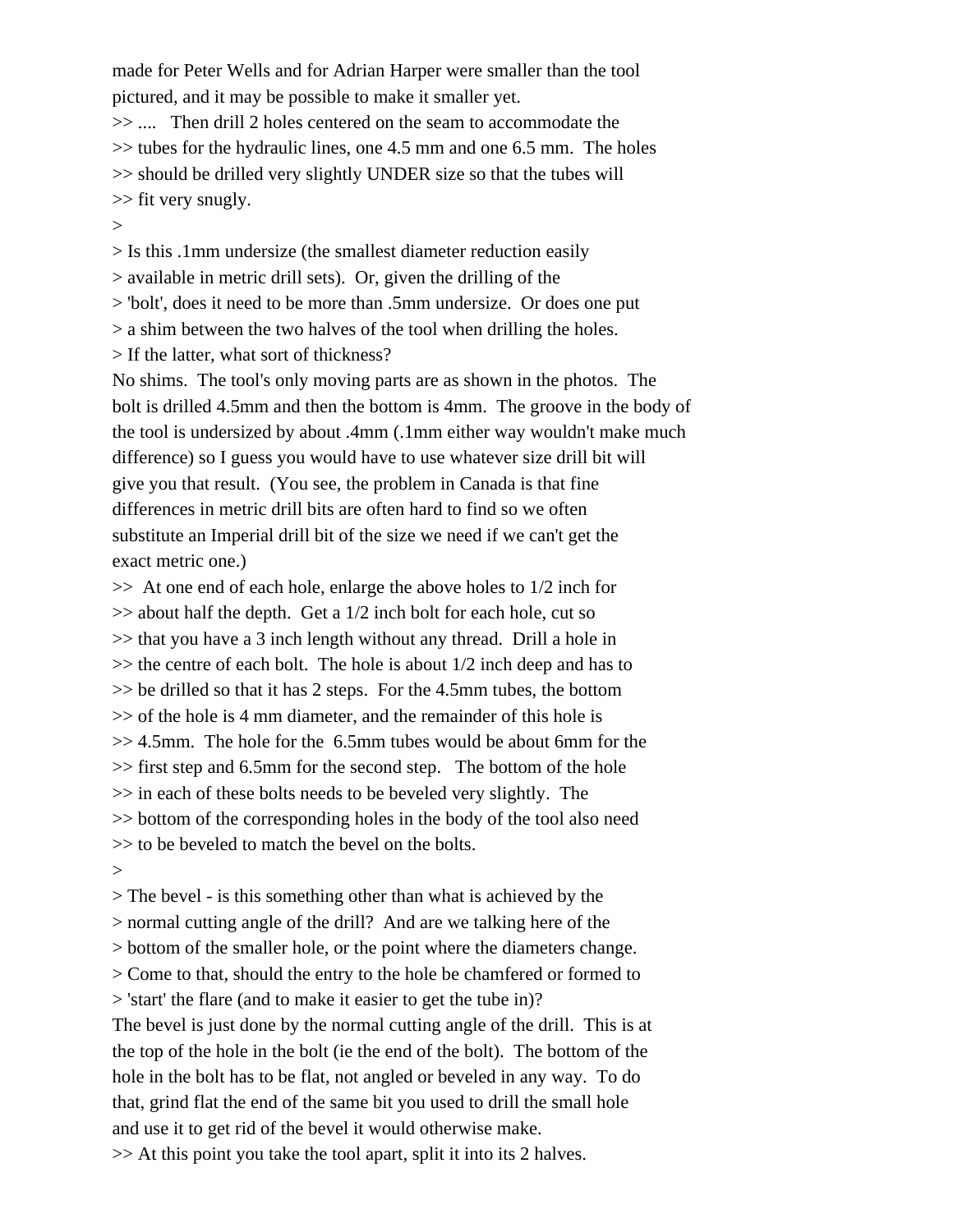made for Peter Wells and for Adrian Harper were smaller than the tool
pictured, and it may be possible to make it smaller yet.

>> .... Then drill 2 holes centered on the seam to accommodate the
>> tubes for the hydraulic lines, one 4.5 mm and one 6.5 mm. The holes
>> should be drilled very slightly UNDER size so that the tubes will
>> fit very snugly.
>
> Is this .1mm undersize (the smallest diameter reduction easily
> available in metric drill sets). Or, given the drilling of the
> 'bolt', does it need to be more than .5mm undersize. Or does one put
> a shim between the two halves of the tool when drilling the holes.
> If the latter, what sort of thickness?

No shims. The tool's only moving parts are as shown in the photos. The
bolt is drilled 4.5mm and then the bottom is 4mm. The groove in the body of
the tool is undersized by about .4mm (.1mm either way wouldn't make much
difference) so I guess you would have to use whatever size drill bit will
give you that result. (You see, the problem in Canada is that fine
differences in metric drill bits are often hard to find so we often
substitute an Imperial drill bit of the size we need if we can't get the
exact metric one.)

>> At one end of each hole, enlarge the above holes to 1/2 inch for
>> about half the depth. Get a 1/2 inch bolt for each hole, cut so
>> that you have a 3 inch length without any thread. Drill a hole in
>> the centre of each bolt. The hole is about 1/2 inch deep and has to
>> be drilled so that it has 2 steps. For the 4.5mm tubes, the bottom
>> of the hole is 4 mm diameter, and the remainder of this hole is
>> 4.5mm. The hole for the 6.5mm tubes would be about 6mm for the
>> first step and 6.5mm for the second step. The bottom of the hole
>> in each of these bolts needs to be beveled very slightly. The
>> bottom of the corresponding holes in the body of the tool also need
>> to be beveled to match the bevel on the bolts.
>
> The bevel - is this something other than what is achieved by the
> normal cutting angle of the drill? And are we talking here of the
> bottom of the smaller hole, or the point where the diameters change.
> Come to that, should the entry to the hole be chamfered or formed to
> 'start' the flare (and to make it easier to get the tube in)?

The bevel is just done by the normal cutting angle of the drill. This is at
the top of the hole in the bolt (ie the end of the bolt). The bottom of the
hole in the bolt has to be flat, not angled or beveled in any way. To do
that, grind flat the end of the same bit you used to drill the small hole
and use it to get rid of the bevel it would otherwise make.

>> At this point you take the tool apart, split it into its 2 halves.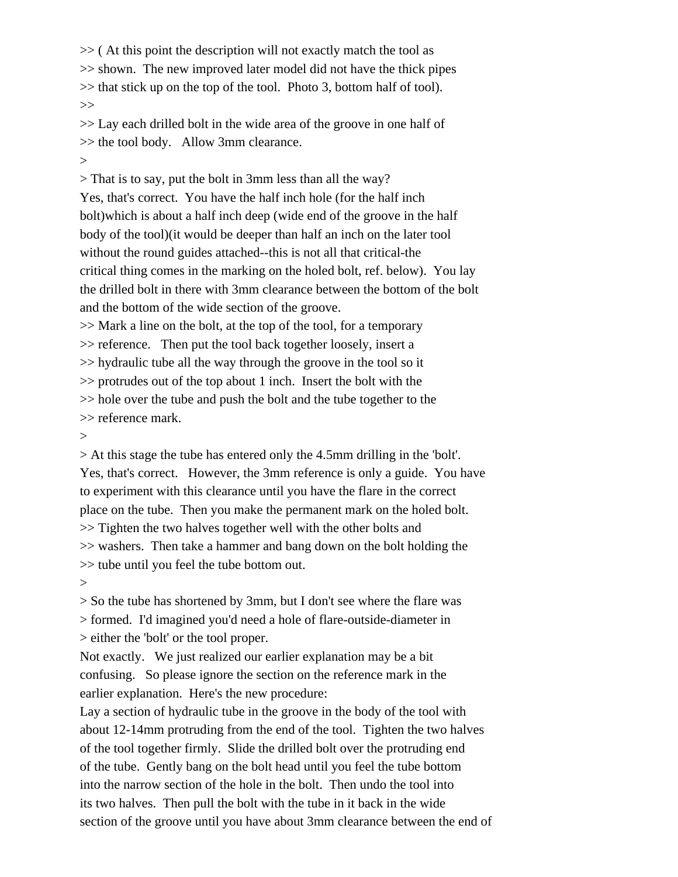>> ( At this point the description will not exactly match the tool as
>> shown.  The new improved later model did not have the thick pipes
>> that stick up on the top of the tool.  Photo 3, bottom half of tool).
>>
>> Lay each drilled bolt in the wide area of the groove in one half of
>> the tool body.   Allow 3mm clearance.
>
> That is to say, put the bolt in 3mm less than all the way?

Yes, that's correct.  You have the half inch hole (for the half inch bolt)which is about a half inch deep (wide end of the groove in the half body of the tool)(it would be deeper than half an inch on the later tool without the round guides attached--this is not all that critical-the critical thing comes in the marking on the holed bolt, ref. below).  You lay the drilled bolt in there with 3mm clearance between the bottom of the bolt and the bottom of the wide section of the groove.

>> Mark a line on the bolt, at the top of the tool, for a temporary
>> reference.   Then put the tool back together loosely, insert a
>> hydraulic tube all the way through the groove in the tool so it
>> protrudes out of the top about 1 inch.  Insert the bolt with the
>> hole over the tube and push the bolt and the tube together to the
>> reference mark.
>
> At this stage the tube has entered only the 4.5mm drilling in the 'bolt'.

Yes, that's correct.   However, the 3mm reference is only a guide.  You have to experiment with this clearance until you have the flare in the correct place on the tube.  Then you make the permanent mark on the holed bolt.

>> Tighten the two halves together well with the other bolts and
>> washers.  Then take a hammer and bang down on the bolt holding the
>> tube until you feel the tube bottom out.
>
> So the tube has shortened by 3mm, but I don't see where the flare was
> formed.  I'd imagined you'd need a hole of flare-outside-diameter in
> either the 'bolt' or the tool proper.

Not exactly.   We just realized our earlier explanation may be a bit confusing.   So please ignore the section on the reference mark in the earlier explanation.  Here's the new procedure:

Lay a section of hydraulic tube in the groove in the body of the tool with about 12-14mm protruding from the end of the tool.  Tighten the two halves of the tool together firmly.  Slide the drilled bolt over the protruding end of the tube.  Gently bang on the bolt head until you feel the tube bottom into the narrow section of the hole in the bolt.  Then undo the tool into its two halves.  Then pull the bolt with the tube in it back in the wide section of the groove until you have about 3mm clearance between the end of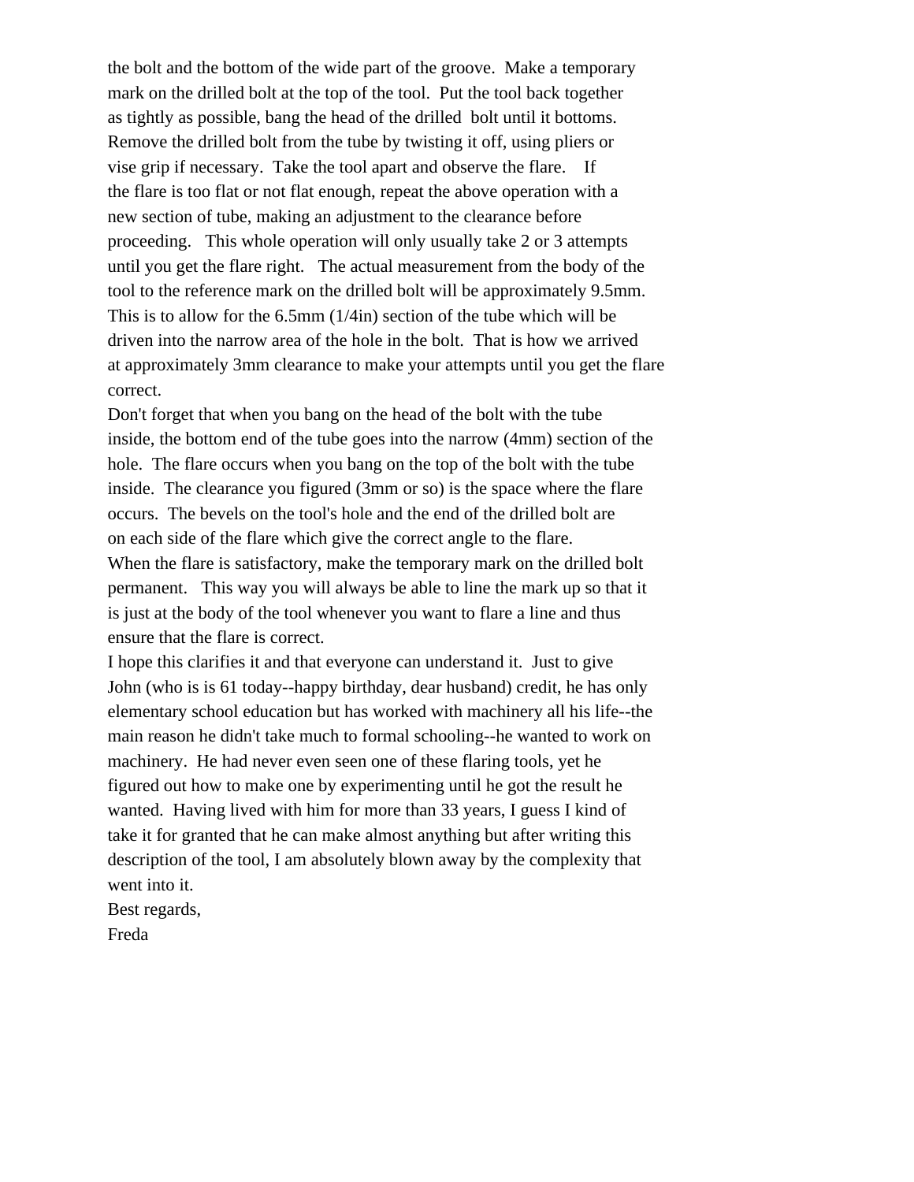the bolt and the bottom of the wide part of the groove. Make a temporary mark on the drilled bolt at the top of the tool. Put the tool back together as tightly as possible, bang the head of the drilled bolt until it bottoms. Remove the drilled bolt from the tube by twisting it off, using pliers or vise grip if necessary. Take the tool apart and observe the flare. If the flare is too flat or not flat enough, repeat the above operation with a new section of tube, making an adjustment to the clearance before proceeding. This whole operation will only usually take 2 or 3 attempts until you get the flare right. The actual measurement from the body of the tool to the reference mark on the drilled bolt will be approximately 9.5mm. This is to allow for the 6.5mm (1/4in) section of the tube which will be driven into the narrow area of the hole in the bolt. That is how we arrived at approximately 3mm clearance to make your attempts until you get the flare correct.

Don't forget that when you bang on the head of the bolt with the tube inside, the bottom end of the tube goes into the narrow (4mm) section of the hole. The flare occurs when you bang on the top of the bolt with the tube inside. The clearance you figured (3mm or so) is the space where the flare occurs. The bevels on the tool's hole and the end of the drilled bolt are on each side of the flare which give the correct angle to the flare.

When the flare is satisfactory, make the temporary mark on the drilled bolt permanent. This way you will always be able to line the mark up so that it is just at the body of the tool whenever you want to flare a line and thus ensure that the flare is correct.

I hope this clarifies it and that everyone can understand it. Just to give John (who is is 61 today--happy birthday, dear husband) credit, he has only elementary school education but has worked with machinery all his life--the main reason he didn't take much to formal schooling--he wanted to work on machinery. He had never even seen one of these flaring tools, yet he figured out how to make one by experimenting until he got the result he wanted. Having lived with him for more than 33 years, I guess I kind of take it for granted that he can make almost anything but after writing this description of the tool, I am absolutely blown away by the complexity that went into it.

Best regards,

Freda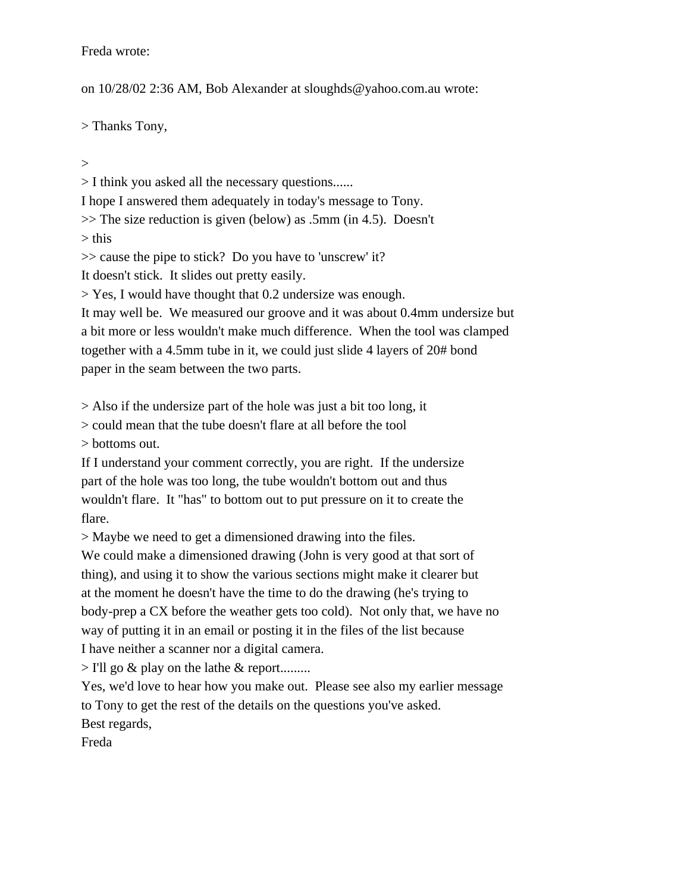Freda wrote:

on 10/28/02 2:36 AM, Bob Alexander at sloughds@yahoo.com.au wrote:

> Thanks Tony,

>
> I think you asked all the necessary questions......
I hope I answered them adequately in today's message to Tony.
>> The size reduction is given (below) as .5mm (in 4.5). Doesn't
> this
>> cause the pipe to stick? Do you have to 'unscrew' it?
It doesn't stick. It slides out pretty easily.
> Yes, I would have thought that 0.2 undersize was enough.
It may well be. We measured our groove and it was about 0.4mm undersize but
a bit more or less wouldn't make much difference. When the tool was clamped
together with a 4.5mm tube in it, we could just slide 4 layers of 20# bond
paper in the seam between the two parts.

> Also if the undersize part of the hole was just a bit too long, it
> could mean that the tube doesn't flare at all before the tool
> bottoms out.
If I understand your comment correctly, you are right. If the undersize
part of the hole was too long, the tube wouldn't bottom out and thus
wouldn't flare. It "has" to bottom out to put pressure on it to create the
flare.
> Maybe we need to get a dimensioned drawing into the files.
We could make a dimensioned drawing (John is very good at that sort of
thing), and using it to show the various sections might make it clearer but
at the moment he doesn't have the time to do the drawing (he's trying to
body-prep a CX before the weather gets too cold). Not only that, we have no
way of putting it in an email or posting it in the files of the list because
I have neither a scanner nor a digital camera.
> I'll go & play on the lathe & report.........
Yes, we'd love to hear how you make out. Please see also my earlier message
to Tony to get the rest of the details on the questions you've asked.
Best regards,
Freda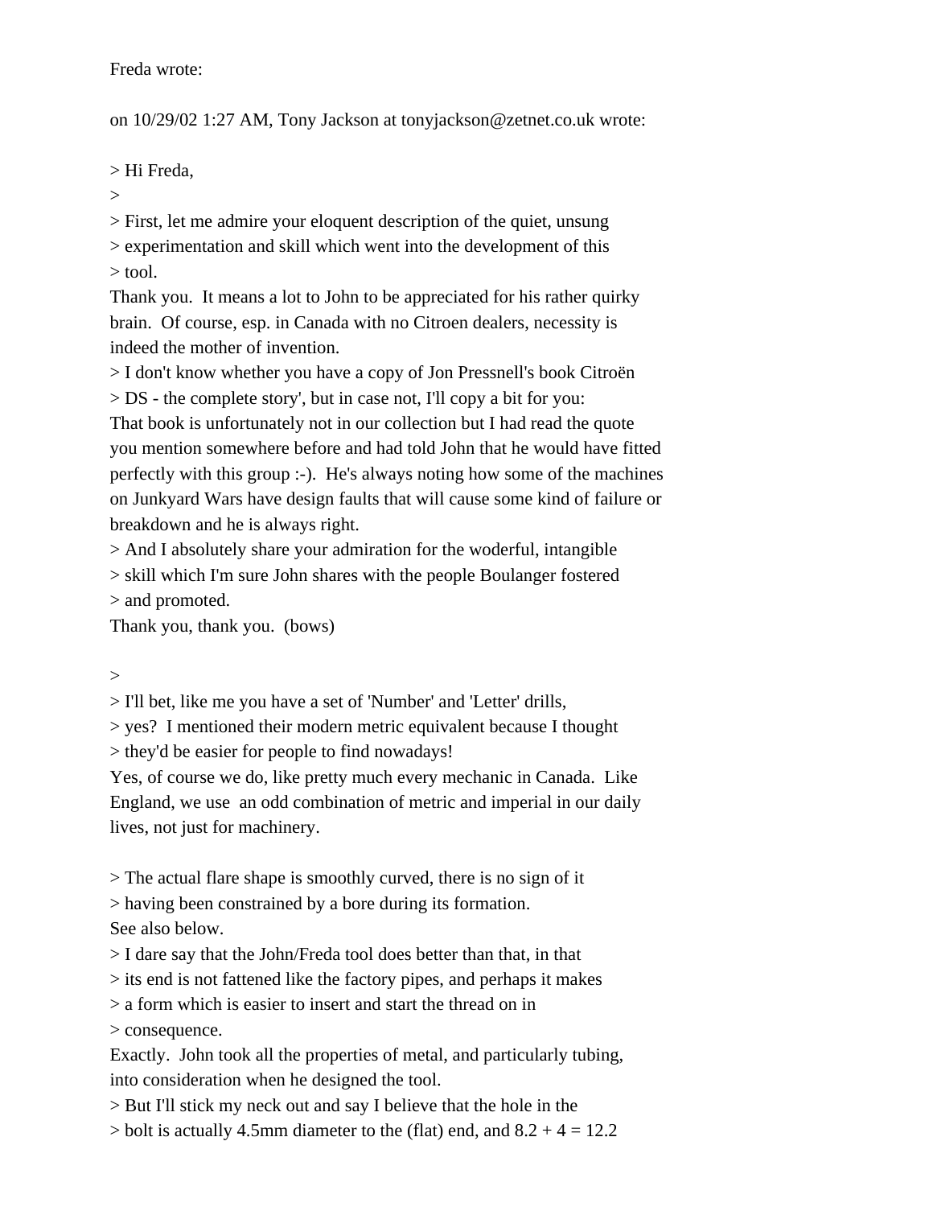Freda wrote:

on 10/29/02 1:27 AM, Tony Jackson at tonyjackson@zetnet.co.uk wrote:

> Hi Freda,
>
> First, let me admire your eloquent description of the quiet, unsung
> experimentation and skill which went into the development of this
> tool.

Thank you.  It means a lot to John to be appreciated for his rather quirky brain.  Of course, esp. in Canada with no Citroen dealers, necessity is indeed the mother of invention.

> I don't know whether you have a copy of Jon Pressnell's book Citroën
> DS - the complete story', but in case not, I'll copy a bit for you:

That book is unfortunately not in our collection but I had read the quote you mention somewhere before and had told John that he would have fitted perfectly with this group :-).  He's always noting how some of the machines on Junkyard Wars have design faults that will cause some kind of failure or breakdown and he is always right.

> And I absolutely share your admiration for the woderful, intangible
> skill which I'm sure John shares with the people Boulanger fostered
> and promoted.

Thank you, thank you.  (bows)

>
> I'll bet, like me you have a set of 'Number' and 'Letter' drills,
> yes?  I mentioned their modern metric equivalent because I thought
> they'd be easier for people to find nowadays!

Yes, of course we do, like pretty much every mechanic in Canada.  Like England, we use  an odd combination of metric and imperial in our daily lives, not just for machinery.

> The actual flare shape is smoothly curved, there is no sign of it
> having been constrained by a bore during its formation.

See also below.

> I dare say that the John/Freda tool does better than that, in that
> its end is not fattened like the factory pipes, and perhaps it makes
> a form which is easier to insert and start the thread on in
> consequence.

Exactly.  John took all the properties of metal, and particularly tubing, into consideration when he designed the tool.

> But I'll stick my neck out and say I believe that the hole in the
> bolt is actually 4.5mm diameter to the (flat) end, and 8.2 + 4 = 12.2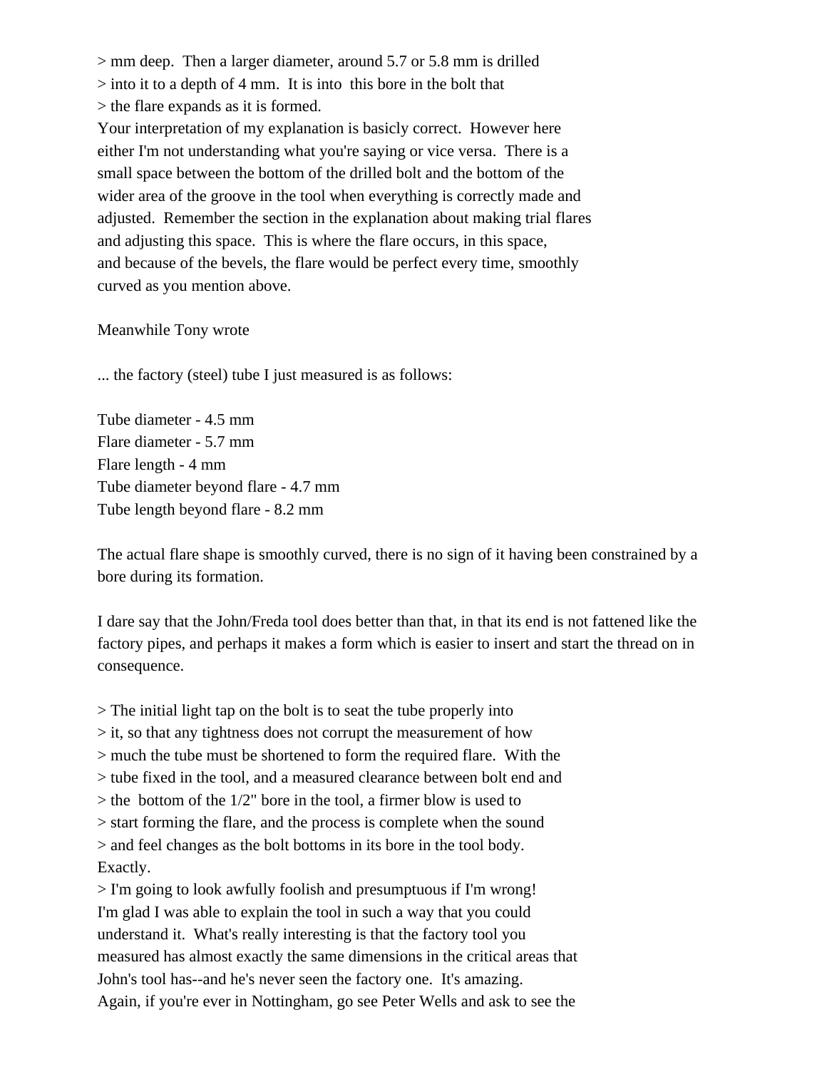> mm deep. Then a larger diameter, around 5.7 or 5.8 mm is drilled
> into it to a depth of 4 mm. It is into this bore in the bolt that
> the flare expands as it is formed.

Your interpretation of my explanation is basicly correct. However here either I'm not understanding what you're saying or vice versa. There is a small space between the bottom of the drilled bolt and the bottom of the wider area of the groove in the tool when everything is correctly made and adjusted. Remember the section in the explanation about making trial flares and adjusting this space. This is where the flare occurs, in this space, and because of the bevels, the flare would be perfect every time, smoothly curved as you mention above.

Meanwhile Tony wrote

... the factory (steel) tube I just measured is as follows:

Tube diameter - 4.5 mm
Flare diameter - 5.7 mm
Flare length - 4 mm
Tube diameter beyond flare - 4.7 mm
Tube length beyond flare - 8.2 mm

The actual flare shape is smoothly curved, there is no sign of it having been constrained by a bore during its formation.

I dare say that the John/Freda tool does better than that, in that its end is not fattened like the factory pipes, and perhaps it makes a form which is easier to insert and start the thread on in consequence.

> The initial light tap on the bolt is to seat the tube properly into
> it, so that any tightness does not corrupt the measurement of how
> much the tube must be shortened to form the required flare. With the
> tube fixed in the tool, and a measured clearance between bolt end and
> the bottom of the 1/2" bore in the tool, a firmer blow is used to
> start forming the flare, and the process is complete when the sound
> and feel changes as the bolt bottoms in its bore in the tool body.

Exactly.

> I'm going to look awfully foolish and presumptuous if I'm wrong!

I'm glad I was able to explain the tool in such a way that you could understand it. What's really interesting is that the factory tool you measured has almost exactly the same dimensions in the critical areas that John's tool has--and he's never seen the factory one. It's amazing.
Again, if you're ever in Nottingham, go see Peter Wells and ask to see the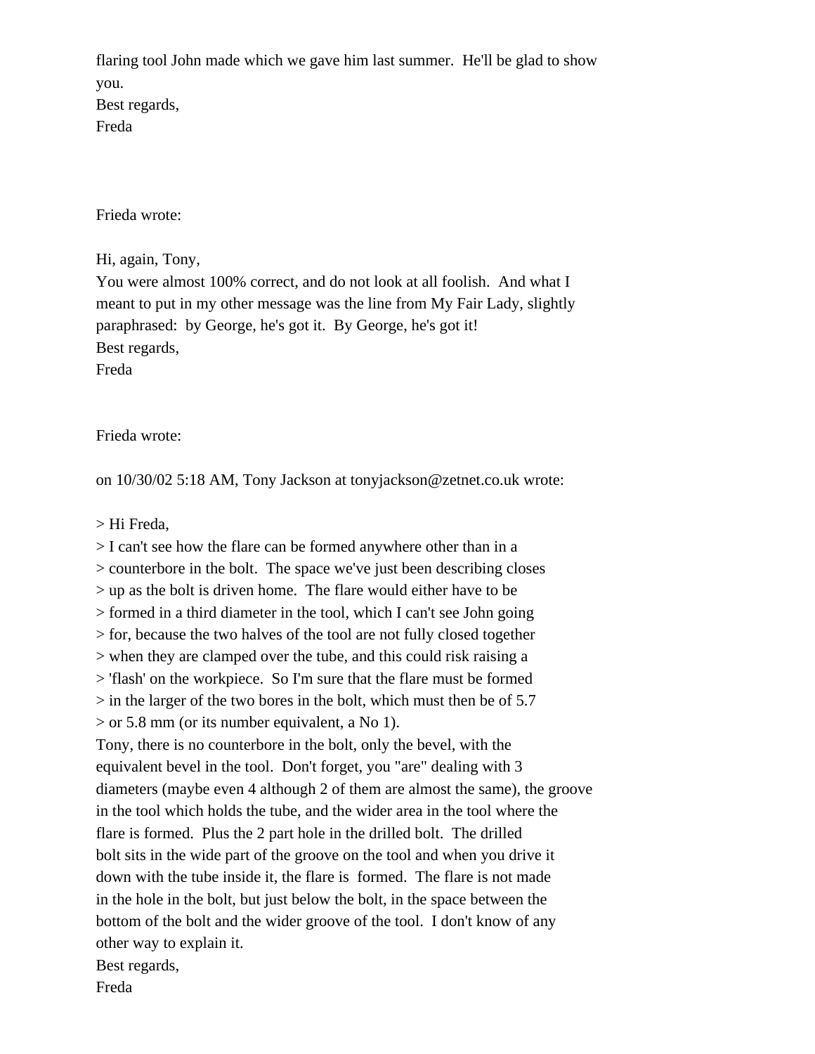flaring tool John made which we gave him last summer.  He'll be glad to show you.
Best regards,
Freda

Frieda wrote:

Hi, again, Tony,
You were almost 100% correct, and do not look at all foolish.  And what I meant to put in my other message was the line from My Fair Lady, slightly paraphrased:  by George, he's got it.  By George, he's got it!
Best regards,
Freda

Frieda wrote:

on 10/30/02 5:18 AM, Tony Jackson at tonyjackson@zetnet.co.uk wrote:

> Hi Freda,
> I can't see how the flare can be formed anywhere other than in a
> counterbore in the bolt.  The space we've just been describing closes
> up as the bolt is driven home.  The flare would either have to be
> formed in a third diameter in the tool, which I can't see John going
> for, because the two halves of the tool are not fully closed together
> when they are clamped over the tube, and this could risk raising a
> 'flash' on the workpiece.  So I'm sure that the flare must be formed
> in the larger of the two bores in the bolt, which must then be of 5.7
> or 5.8 mm (or its number equivalent, a No 1).

Tony, there is no counterbore in the bolt, only the bevel, with the equivalent bevel in the tool.  Don't forget, you "are" dealing with 3 diameters (maybe even 4 although 2 of them are almost the same), the groove in the tool which holds the tube, and the wider area in the tool where the flare is formed.  Plus the 2 part hole in the drilled bolt.  The drilled bolt sits in the wide part of the groove on the tool and when you drive it down with the tube inside it, the flare is  formed.  The flare is not made in the hole in the bolt, but just below the bolt, in the space between the bottom of the bolt and the wider groove of the tool.  I don't know of any other way to explain it.
Best regards,
Freda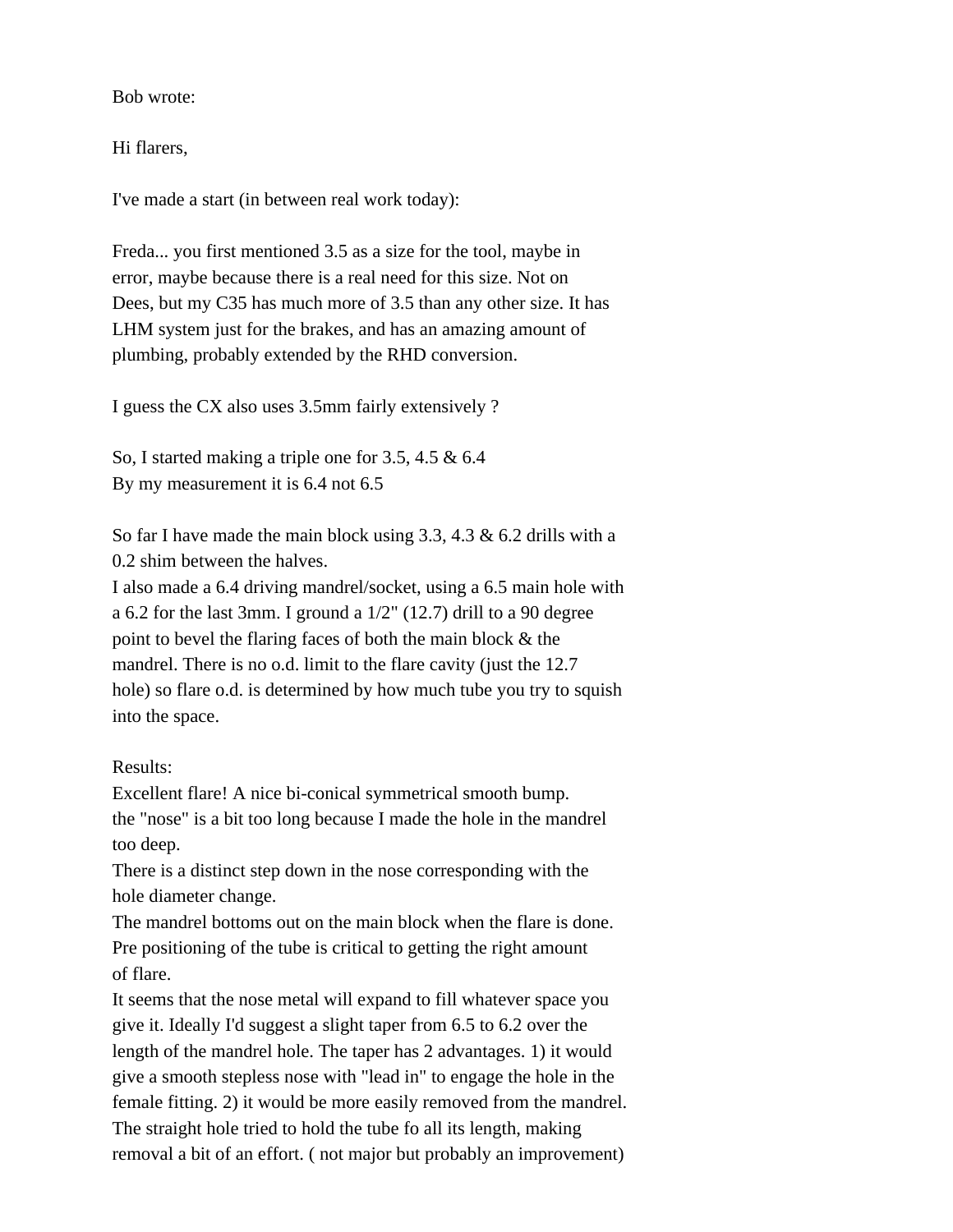Bob wrote:

Hi flarers,

I've made a start (in between real work today):

Freda... you first mentioned 3.5 as a size for the tool, maybe in error, maybe because there is a real need for this size. Not on Dees, but my C35 has much more of 3.5 than any other size. It has LHM system just for the brakes, and has an amazing amount of plumbing, probably extended by the RHD conversion.

I guess the CX also uses 3.5mm fairly extensively ?

So, I started making a triple one for 3.5, 4.5 & 6.4
By my measurement it is 6.4 not 6.5

So far I have made the main block using 3.3, 4.3 & 6.2 drills with a 0.2 shim between the halves.
I also made a 6.4 driving mandrel/socket, using a 6.5 main hole with a 6.2 for the last 3mm. I ground a 1/2" (12.7) drill to a 90 degree point to bevel the flaring faces of both the main block & the mandrel. There is no o.d. limit to the flare cavity (just the 12.7 hole) so flare o.d. is determined by how much tube you try to squish into the space.

Results:
Excellent flare! A nice bi-conical symmetrical smooth bump.
the "nose" is a bit too long because I made the hole in the mandrel too deep.
There is a distinct step down in the nose corresponding with the hole diameter change.
The mandrel bottoms out on the main block when the flare is done.
Pre positioning of the tube is critical to getting the right amount of flare.
It seems that the nose metal will expand to fill whatever space you give it. Ideally I'd suggest a slight taper from 6.5 to 6.2 over the length of the mandrel hole. The taper has 2 advantages. 1) it would give a smooth stepless nose with "lead in" to engage the hole in the female fitting. 2) it would be more easily removed from the mandrel. The straight hole tried to hold the tube fo all its length, making removal a bit of an effort. ( not major but probably an improvement)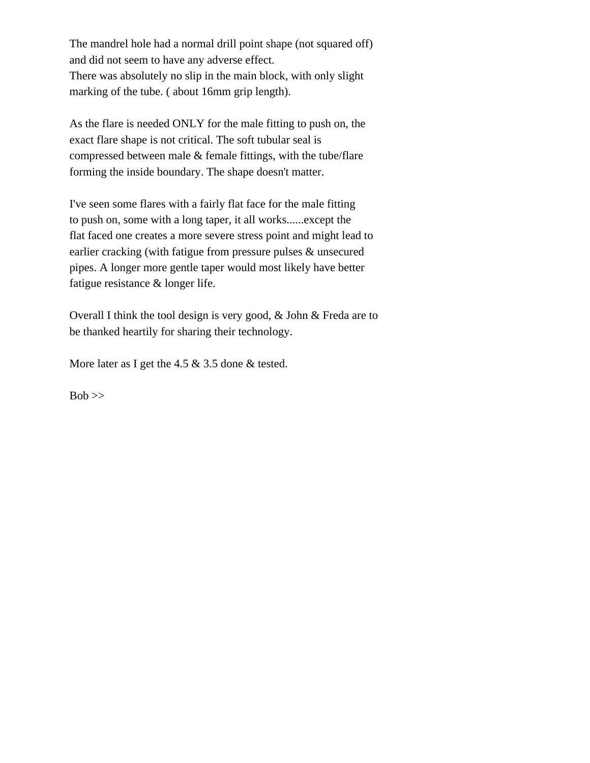The mandrel hole had a normal drill point shape (not squared off) and did not seem to have any adverse effect.
There was absolutely no slip in the main block, with only slight marking of the tube. ( about 16mm grip length).

As the flare is needed ONLY for the male fitting to push on, the exact flare shape is not critical. The soft tubular seal is compressed between male & female fittings, with the tube/flare forming the inside boundary. The shape doesn't matter.

I've seen some flares with a fairly flat face for the male fitting to push on, some with a long taper, it all works......except the flat faced one creates a more severe stress point and might lead to earlier cracking (with fatigue from pressure pulses & unsecured pipes. A longer more gentle taper would most likely have better fatigue resistance & longer life.

Overall I think the tool design is very good, & John & Freda are to be thanked heartily for sharing their technology.

More later as I get the 4.5 & 3.5 done & tested.

Bob >>